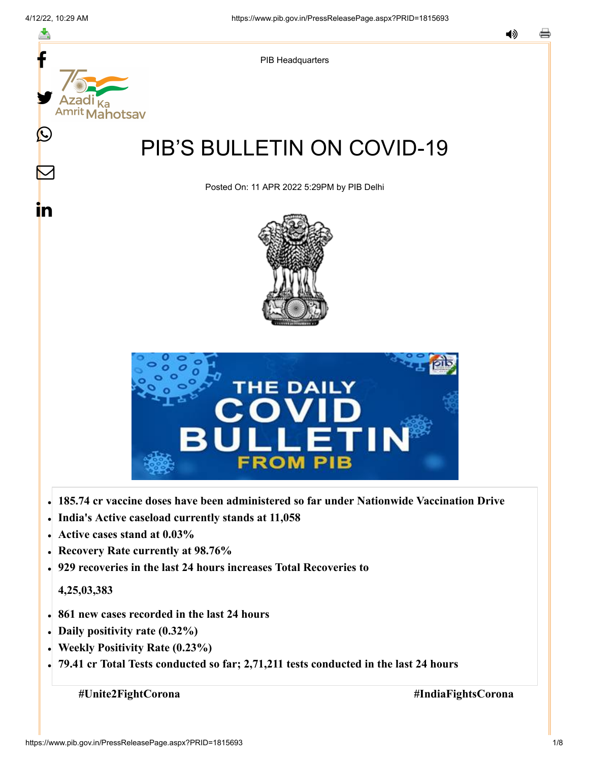PIB Headquarters

# PIB'S BULLETIN ON COVID-19

Posted On: 11 APR 2022 5:29PM by PIB Delhi

- **185.74 cr vaccine doses have been administered so far under Nationwide Vaccination Drive**
- **India's Active caseload currently stands at 11,058**
- **Active cases stand at 0.03%**
- **Recovery Rate currently at 98.76%**
- **929 recoveries in the last 24 hours increases Total Recoveries to 4,25,03,383**
- **861 new cases recorded in the last 24 hours**
- **Daily positivity rate (0.32%)**
- **Weekly Positivity Rate (0.23%)**
- **79.41 cr Total Tests conducted so far; 2,71,211 tests conducted in the last 24 hours**

**#Unite2FightCorona** **#IndiaFightsCorona**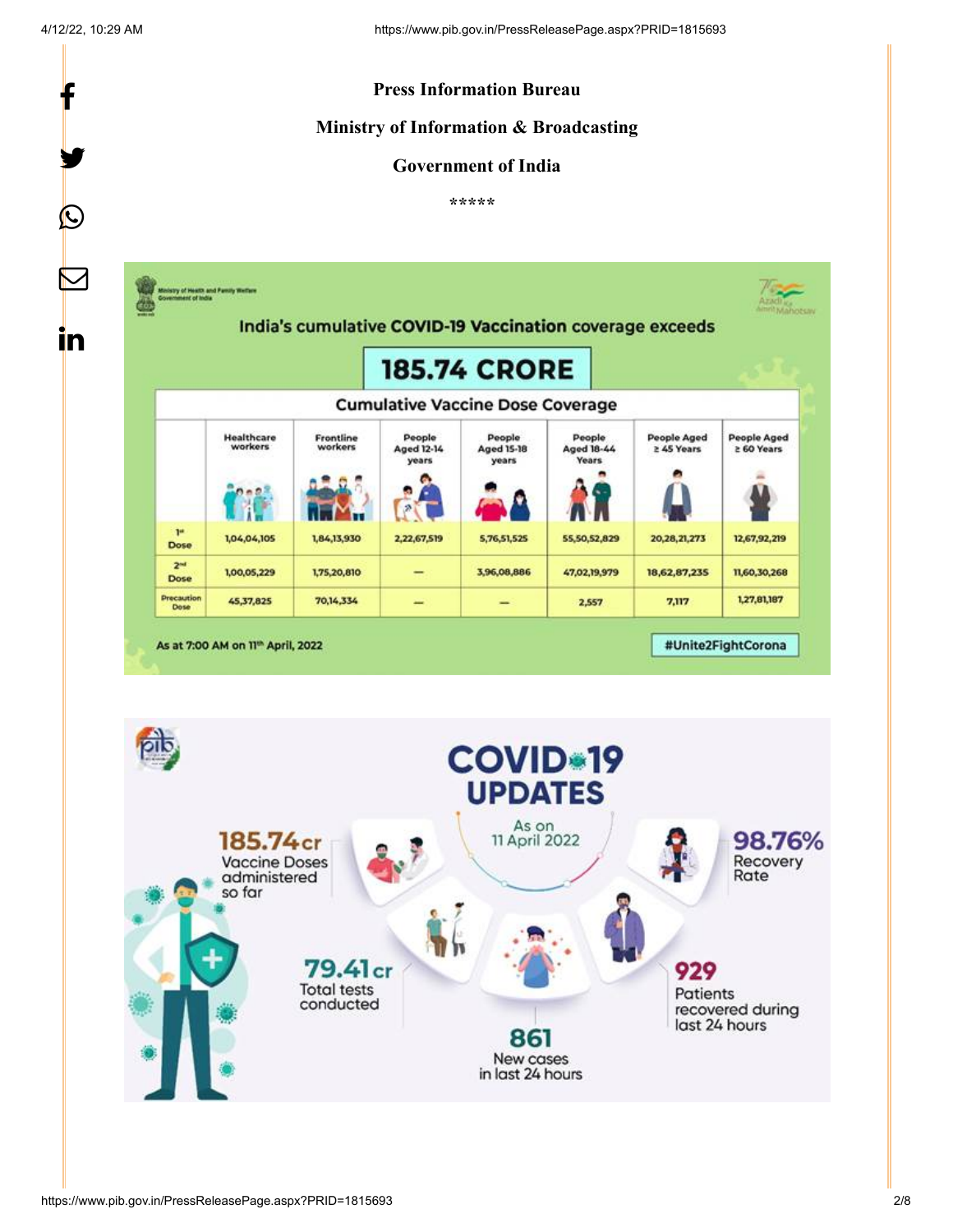**Press Information Bureau**

**Ministry of Information & Broadcasting**

**Government of India**

\*\*\*\*\*

Ministry of Health and Family Welfare
Government of India

## India's cumulative COVID-19 Vaccination coverage exceeds

# 185.74 CRORE

**Cumulative Vaccine Dose Coverage**

| | Healthcare workers | Frontline workers | People Aged 12-14 years | People Aged 15-18 years | People Aged 18-44 Years | People Aged ≥ 45 Years | People Aged ≥ 60 Years |
|---|---|---|---|---|---|---|---|
| 1st Dose | 1,04,04,105 | 1,84,13,930 | 2,22,67,519 | 5,76,51,525 | 55,50,52,829 | 20,28,21,273 | 12,67,92,219 |
| 2nd Dose | 1,00,05,229 | 1,75,20,810 | — | 3,96,08,886 | 47,02,19,979 | 18,62,87,235 | 11,60,30,268 |
| Precaution Dose | 45,37,825 | 70,14,334 | — | — | 2,557 | 7,117 | 1,27,81,187 |

As at 7:00 AM on 11th April, 2022

#Unite2FightCorona

## COVID-19 UPDATES

As on 11 April 2022

**185.74cr** Vaccine Doses administered so far

**79.41cr** Total tests conducted

**861** New cases in last 24 hours

**929** Patients recovered during last 24 hours

**98.76%** Recovery Rate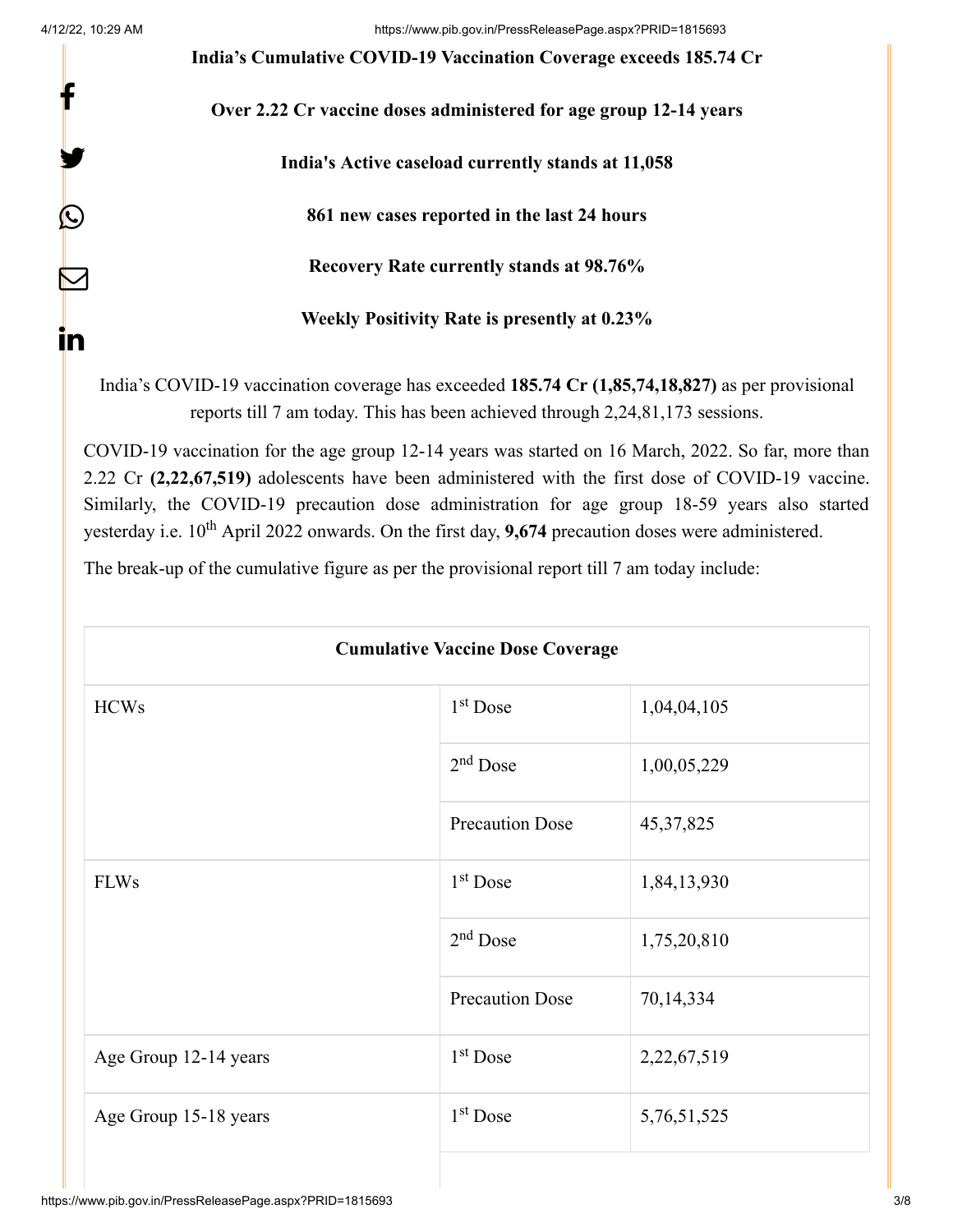**India's Cumulative COVID-19 Vaccination Coverage exceeds 185.74 Cr**

**Over 2.22 Cr vaccine doses administered for age group 12-14 years**

**India's Active caseload currently stands at 11,058**

**861 new cases reported in the last 24 hours**

**Recovery Rate currently stands at 98.76%**

**Weekly Positivity Rate is presently at 0.23%**

India's COVID-19 vaccination coverage has exceeded **185.74 Cr (1,85,74,18,827)** as per provisional reports till 7 am today. This has been achieved through 2,24,81,173 sessions.

COVID-19 vaccination for the age group 12-14 years was started on 16 March, 2022. So far, more than 2.22 Cr **(2,22,67,519)** adolescents have been administered with the first dose of COVID-19 vaccine. Similarly, the COVID-19 precaution dose administration for age group 18-59 years also started yesterday i.e. 10th April 2022 onwards. On the first day, **9,674** precaution doses were administered.

The break-up of the cumulative figure as per the provisional report till 7 am today include:

| Cumulative Vaccine Dose Coverage | | |
|---|---|---|
| HCWs | 1st Dose | 1,04,04,105 |
| | 2nd Dose | 1,00,05,229 |
| | Precaution Dose | 45,37,825 |
| FLWs | 1st Dose | 1,84,13,930 |
| | 2nd Dose | 1,75,20,810 |
| | Precaution Dose | 70,14,334 |
| Age Group 12-14 years | 1st Dose | 2,22,67,519 |
| Age Group 15-18 years | 1st Dose | 5,76,51,525 |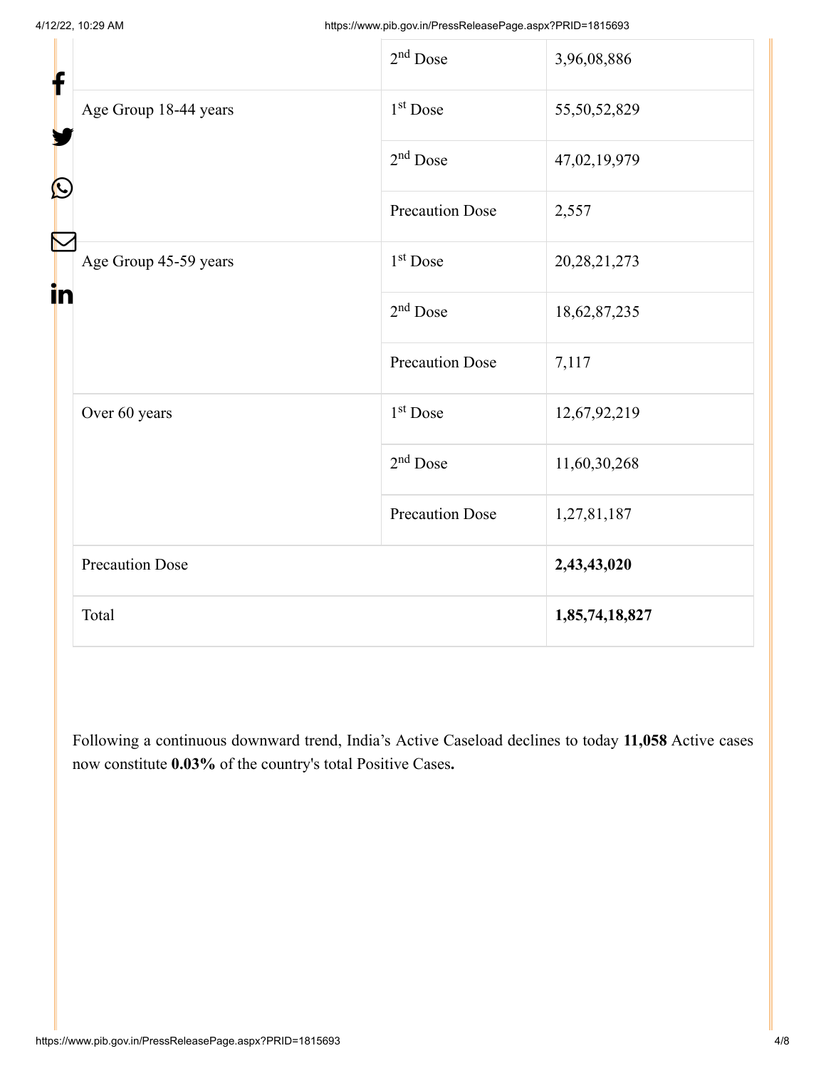| | | |
|---|---|---|
| | 2nd Dose | 3,96,08,886 |
| Age Group 18-44 years | 1st Dose | 55,50,52,829 |
| | 2nd Dose | 47,02,19,979 |
| | Precaution Dose | 2,557 |
| Age Group 45-59 years | 1st Dose | 20,28,21,273 |
| | 2nd Dose | 18,62,87,235 |
| | Precaution Dose | 7,117 |
| Over 60 years | 1st Dose | 12,67,92,219 |
| | 2nd Dose | 11,60,30,268 |
| | Precaution Dose | 1,27,81,187 |
| Precaution Dose | | **2,43,43,020** |
| Total | | **1,85,74,18,827** |

Following a continuous downward trend, India's Active Caseload declines to today **11,058** Active cases now constitute **0.03%** of the country's total Positive Cases**.**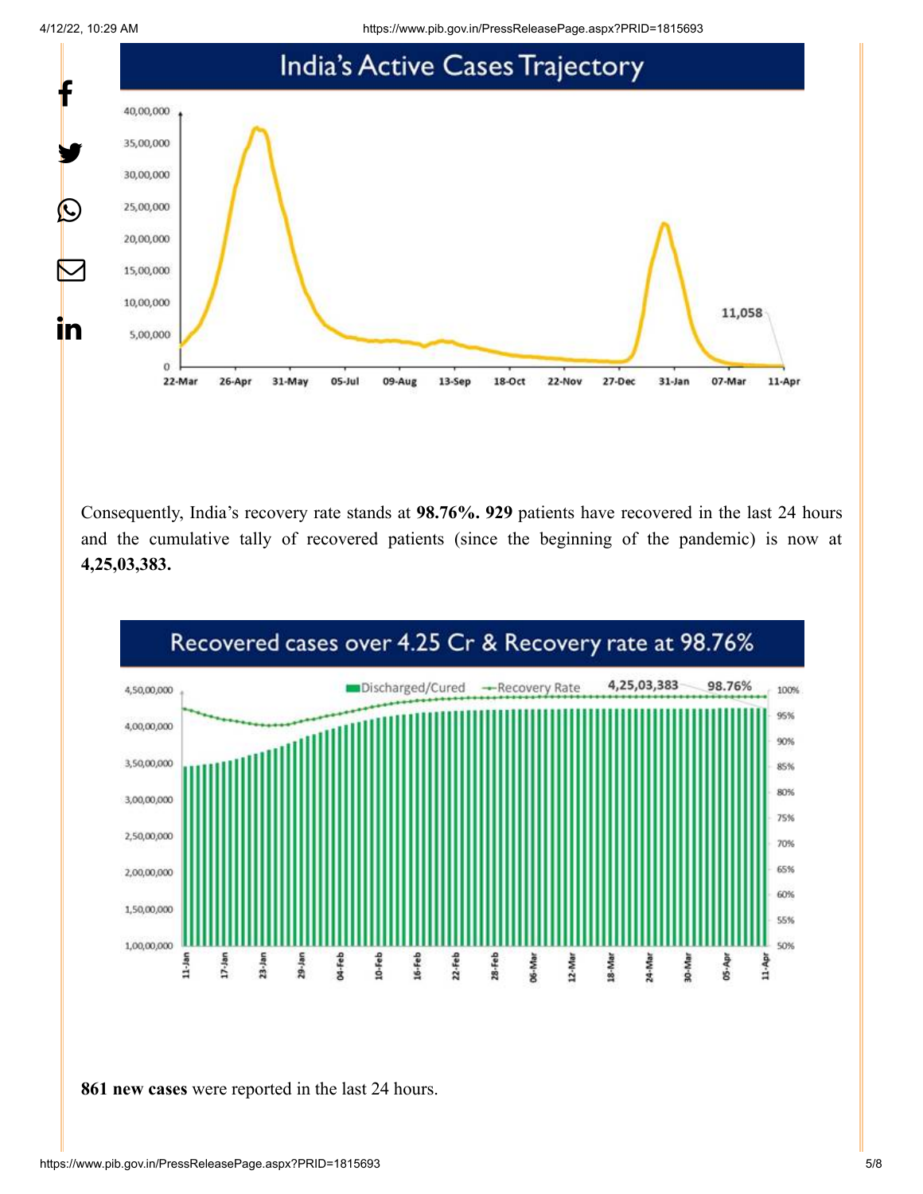Consequently, India's recovery rate stands at **98.76%. 929** patients have recovered in the last 24 hours and the cumulative tally of recovered patients (since the beginning of the pandemic) is now at **4,25,03,383.**

**861 new cases** were reported in the last 24 hours.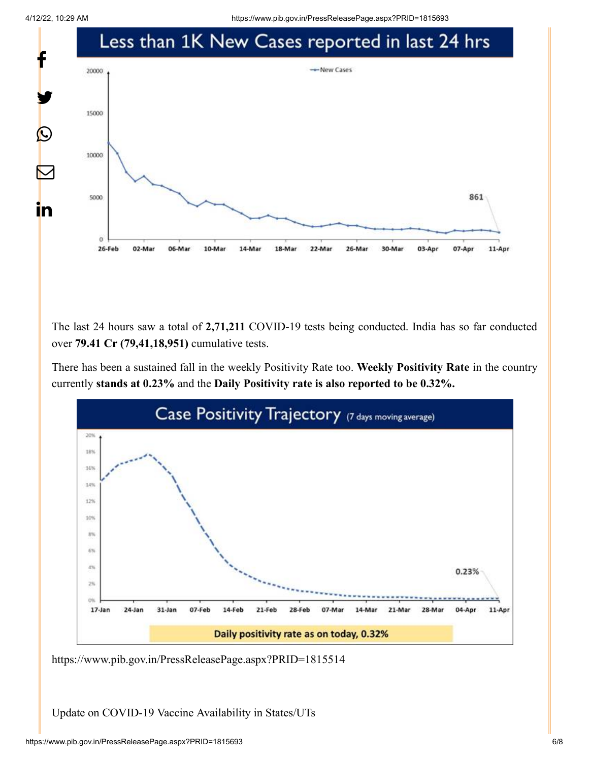Less than 1K New Cases reported in last 24 hrs

The last 24 hours saw a total of **2,71,211** COVID-19 tests being conducted. India has so far conducted over **79.41 Cr (79,41,18,951)** cumulative tests.

There has been a sustained fall in the weekly Positivity Rate too. **Weekly Positivity Rate** in the country currently **stands at 0.23%** and the **Daily Positivity rate is also reported to be 0.32%.**

Case Positivity Trajectory (7 days moving average)

Daily positivity rate as on today, 0.32%

https://www.pib.gov.in/PressReleasePage.aspx?PRID=1815514

Update on COVID-19 Vaccine Availability in States/UTs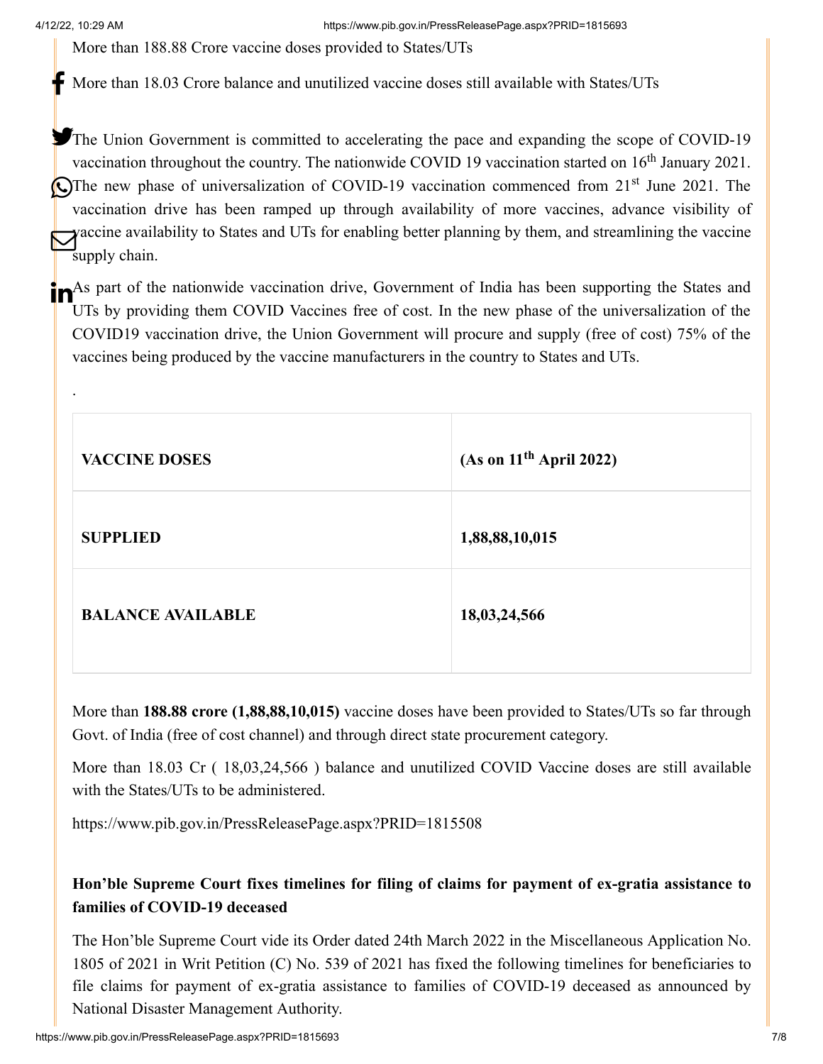More than 188.88 Crore vaccine doses provided to States/UTs

More than 18.03 Crore balance and unutilized vaccine doses still available with States/UTs

The Union Government is committed to accelerating the pace and expanding the scope of COVID-19 vaccination throughout the country. The nationwide COVID 19 vaccination started on 16th January 2021. The new phase of universalization of COVID-19 vaccination commenced from 21st June 2021. The vaccination drive has been ramped up through availability of more vaccines, advance visibility of vaccine availability to States and UTs for enabling better planning by them, and streamlining the vaccine supply chain.

As part of the nationwide vaccination drive, Government of India has been supporting the States and UTs by providing them COVID Vaccines free of cost. In the new phase of the universalization of the COVID19 vaccination drive, the Union Government will procure and supply (free of cost) 75% of the vaccines being produced by the vaccine manufacturers in the country to States and UTs.

.

| VACCINE DOSES | (As on 11th April 2022) |
|---|---|
| SUPPLIED | 1,88,88,10,015 |
| BALANCE AVAILABLE | 18,03,24,566 |

More than **188.88 crore (1,88,88,10,015)** vaccine doses have been provided to States/UTs so far through Govt. of India (free of cost channel) and through direct state procurement category.

More than 18.03 Cr ( 18,03,24,566 ) balance and unutilized COVID Vaccine doses are still available with the States/UTs to be administered.

https://www.pib.gov.in/PressReleasePage.aspx?PRID=1815508

**Hon'ble Supreme Court fixes timelines for filing of claims for payment of ex-gratia assistance to families of COVID-19 deceased**

The Hon'ble Supreme Court vide its Order dated 24th March 2022 in the Miscellaneous Application No. 1805 of 2021 in Writ Petition (C) No. 539 of 2021 has fixed the following timelines for beneficiaries to file claims for payment of ex-gratia assistance to families of COVID-19 deceased as announced by National Disaster Management Authority.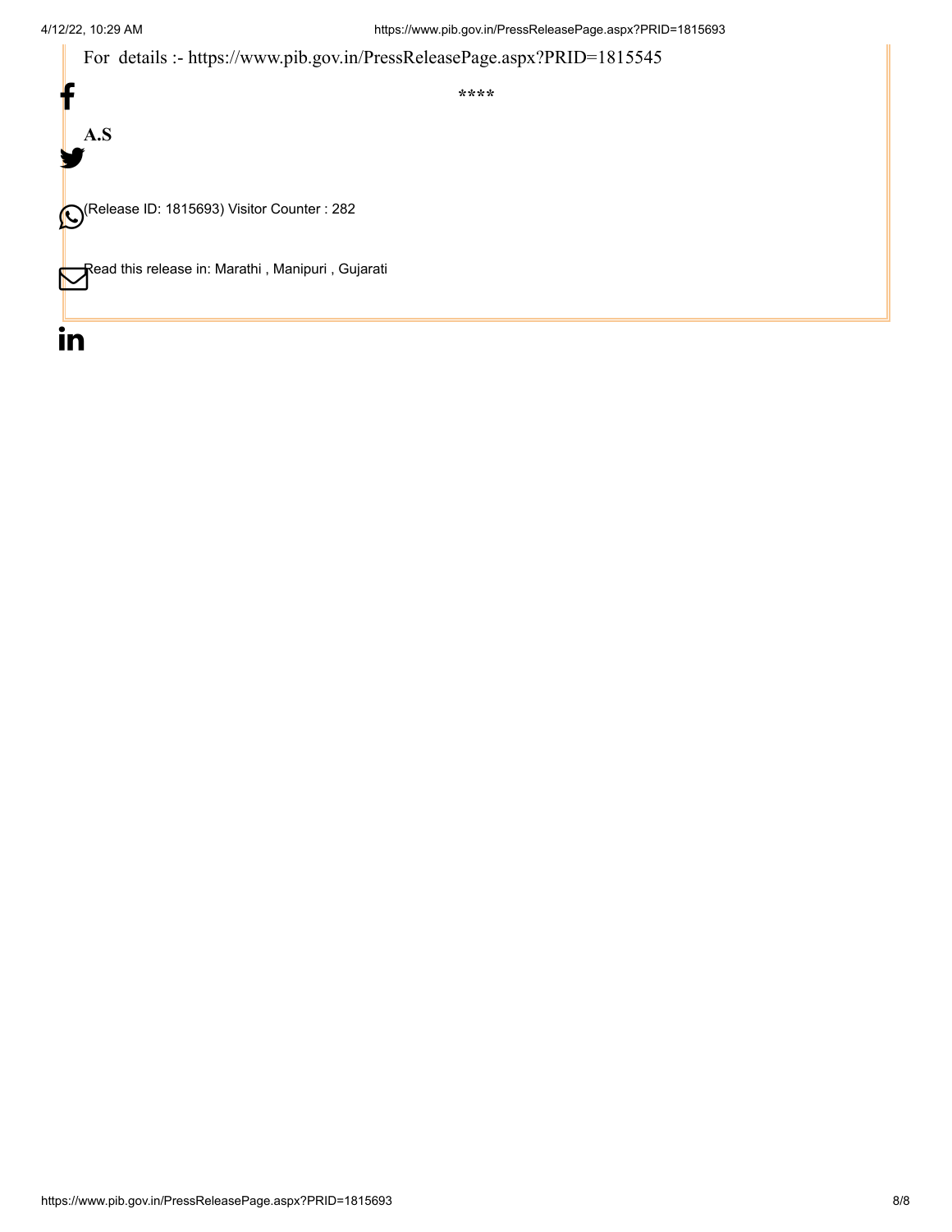For details :- https://www.pib.gov.in/PressReleasePage.aspx?PRID=1815545

****

**A.S**

(Release ID: 1815693) Visitor Counter : 282

Read this release in: Marathi , Manipuri , Gujarati